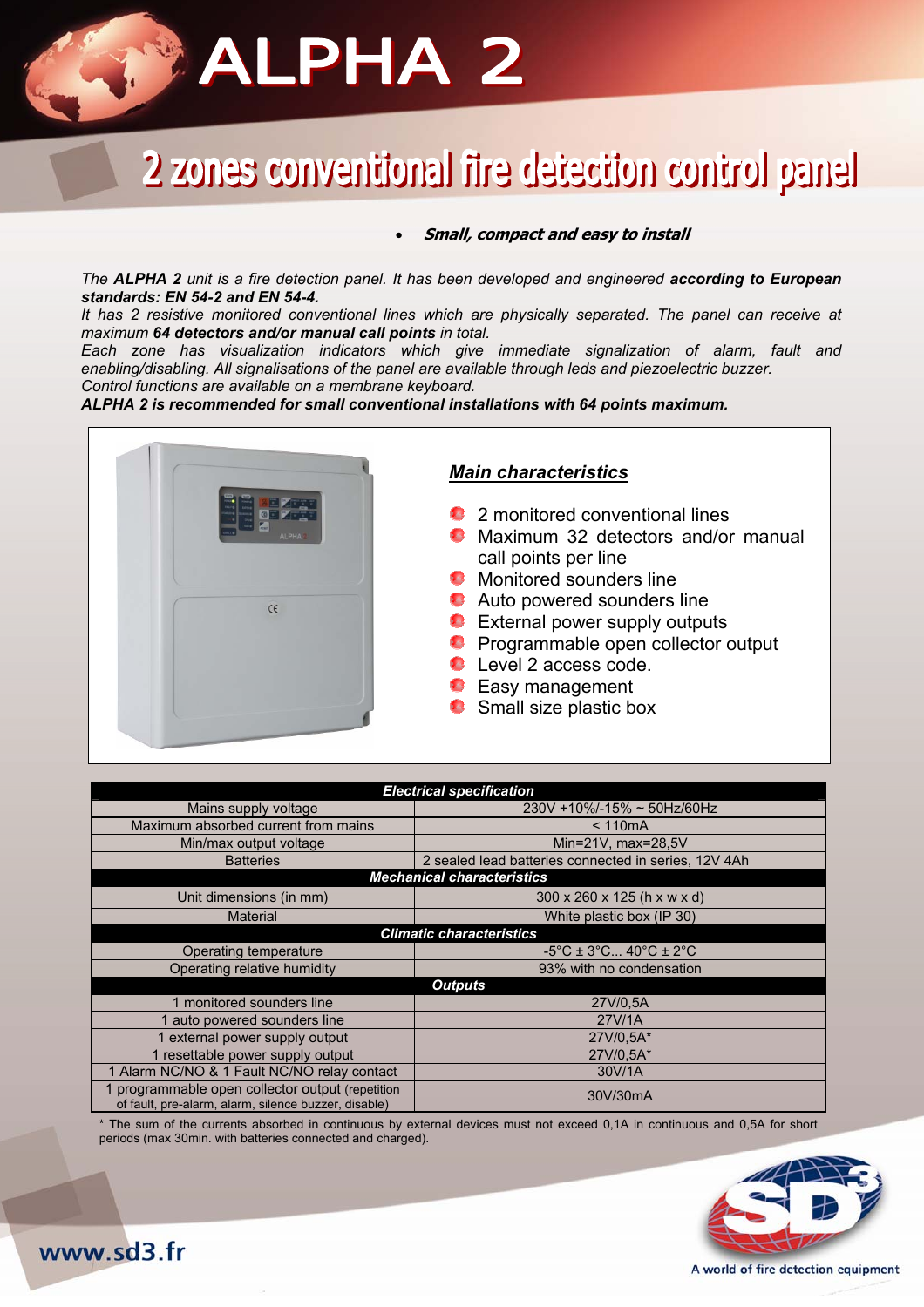# ALPHA 2

## 2 zones conventional fire detection control panel

- ***Small, compact and easy to install***

*The **ALPHA 2** unit is a fire detection panel. It has been developed and engineered **according to European standards: EN 54-2 and EN 54-4.***

*It has 2 resistive monitored conventional lines which are physically separated. The panel can receive at maximum **64 detectors and/or manual call points** in total.*

*Each zone has visualization indicators which give immediate signalization of alarm, fault and enabling/disabling. All signalisations of the panel are available through leds and piezoelectric buzzer.*

*Control functions are available on a membrane keyboard.*

***ALPHA 2 is recommended for small conventional installations with 64 points maximum.***

### *Main characteristics*

- 2 monitored conventional lines
- Maximum 32 detectors and/or manual call points per line
- Monitored sounders line
- Auto powered sounders line
- External power supply outputs
- Programmable open collector output
- Level 2 access code.
- Easy management
- Small size plastic box

| ***Electrical specification*** | |
|---|---|
| Mains supply voltage | 230V +10%/-15% ~ 50Hz/60Hz |
| Maximum absorbed current from mains | < 110mA |
| Min/max output voltage | Min=21V, max=28,5V |
| Batteries | 2 sealed lead batteries connected in series, 12V 4Ah |
| ***Mechanical characteristics*** | |
| Unit dimensions (in mm) | 300 x 260 x 125 (h x w x d) |
| Material | White plastic box (IP 30) |
| ***Climatic characteristics*** | |
| Operating temperature | -5°C ± 3°C... 40°C ± 2°C |
| Operating relative humidity | 93% with no condensation |
| ***Outputs*** | |
| 1 monitored sounders line | 27V/0,5A |
| 1 auto powered sounders line | 27V/1A |
| 1 external power supply output | 27V/0,5A* |
| 1 resettable power supply output | 27V/0,5A* |
| 1 Alarm NC/NO & 1 Fault NC/NO relay contact | 30V/1A |
| 1 programmable open collector output (repetition of fault, pre-alarm, alarm, silence buzzer, disable) | 30V/30mA |

* The sum of the currents absorbed in continuous by external devices must not exceed 0,1A in continuous and 0,5A for short periods (max 30min. with batteries connected and charged).

www.sd3.fr

A world of fire detection equipment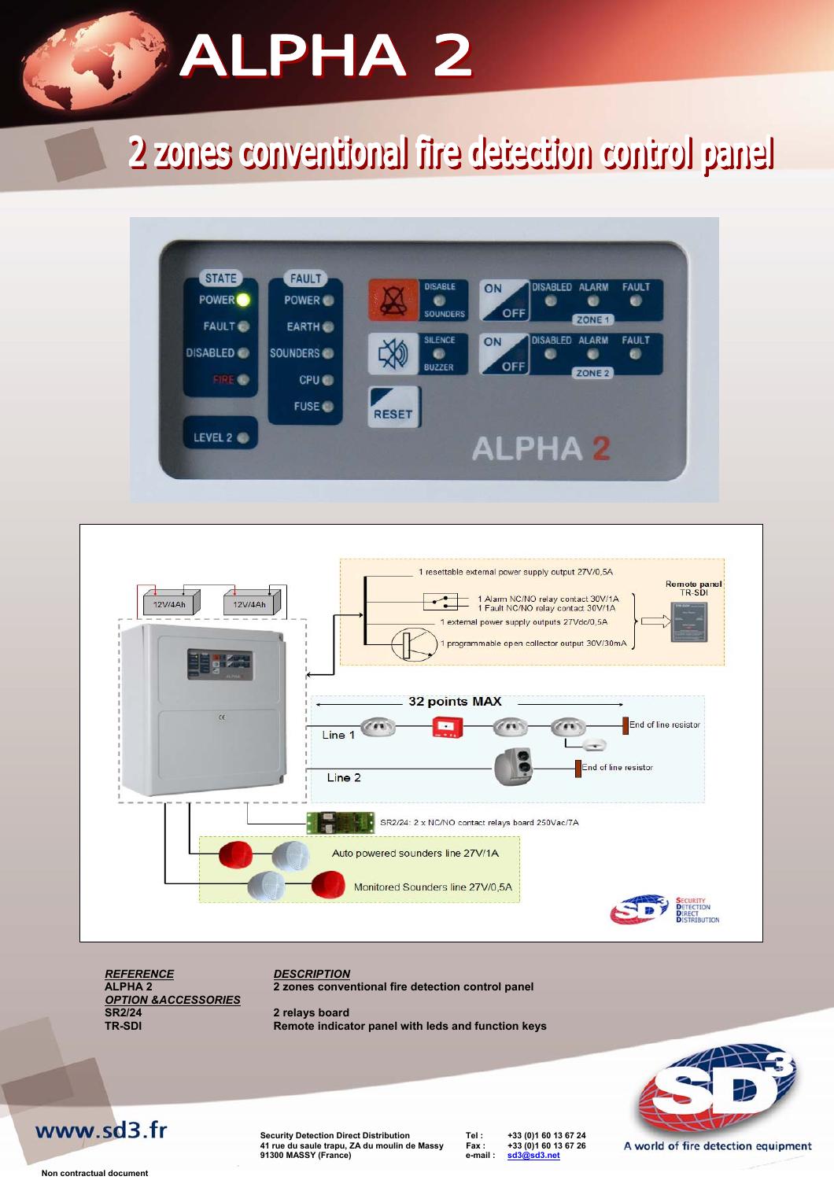# ALPHA 2

## 2 zones conventional fire detection control panel

STATE
POWER
FAULT
DISABLED
FIRE

FAULT
POWER
EARTH
SOUNDERS
CPU
FUSE

LEVEL 2

DISABLE SOUNDERS

SILENCE BUZZER

RESET

ON OFF DISABLED ALARM FAULT ZONE 1

ON OFF DISABLED ALARM FAULT ZONE 2

ALPHA 2

12V/4Ah

12V/4Ah

1 resettable external power supply output 27V/0,5A

1 Alarm NC/NO relay contact 30V/1A
1 Fault NC/NO relay contact 30V/1A

1 external power supply outputs 27Vdc/0,5A

1 programmable open collector output 30V/30mA

Remote panel TR-SDI

32 points MAX

Line 1

End of line resistor

Line 2

End of line resistor

SR2/24: 2 x NC/NO contact relays board 250Vac/7A

Auto powered sounders line 27V/1A

Monitored Sounders line 27V/0,5A

| *REFERENCE* | *DESCRIPTION* |
|---|---|
| **ALPHA 2** | **2 zones conventional fire detection control panel** |
| ***OPTION &ACCESSORIES*** | |
| **SR2/24** | **2 relays board** |
| **TR-SDI** | **Remote indicator panel with leds and function keys** |

www.sd3.fr

**Security Detection Direct Distribution**
**41 rue du saule trapu, ZA du moulin de Massy**
**91300 MASSY (France)**

**Tel : +33 (0)1 60 13 67 24**
**Fax : +33 (0)1 60 13 67 26**
**e-mail : sd3@sd3.net**

A world of fire detection equipment

**Non contractual document**